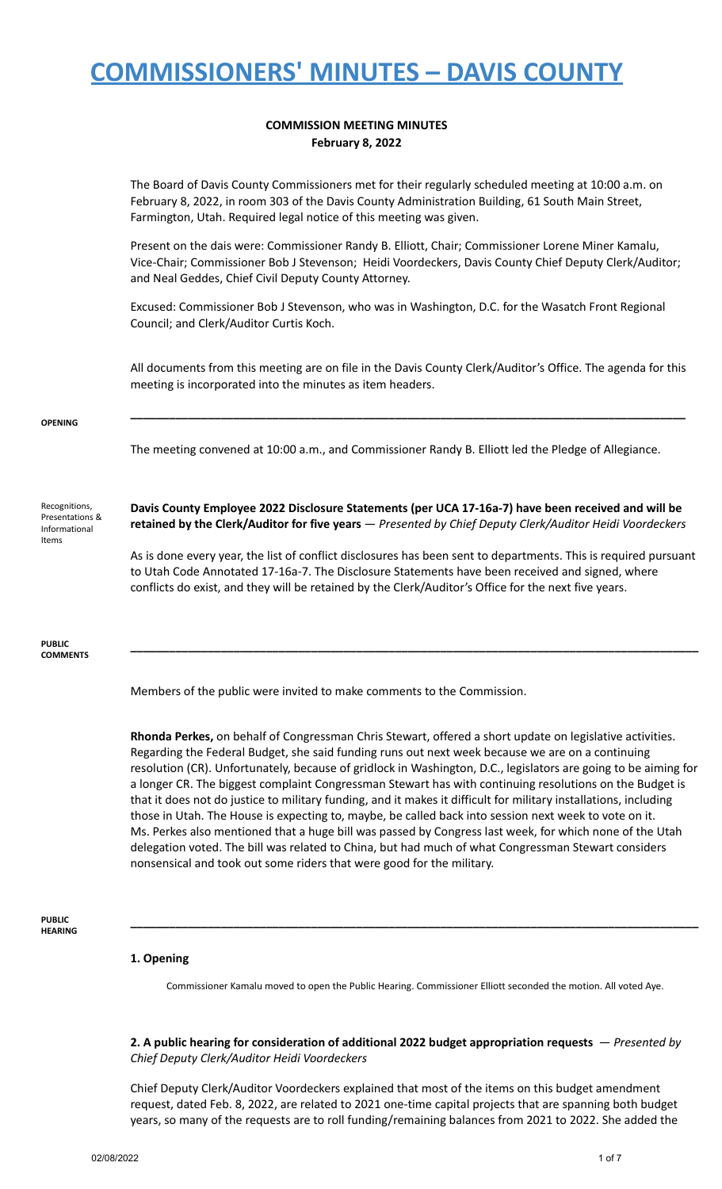# COMMISSIONERS' MINUTES – DAVIS COUNTY

## COMMISSION MEETING MINUTES
### February 8, 2022

The Board of Davis County Commissioners met for their regularly scheduled meeting at 10:00 a.m. on February 8, 2022, in room 303 of the Davis County Administration Building, 61 South Main Street, Farmington, Utah. Required legal notice of this meeting was given.

Present on the dais were: Commissioner Randy B. Elliott, Chair; Commissioner Lorene Miner Kamalu, Vice-Chair; Commissioner Bob J Stevenson; Heidi Voordeckers, Davis County Chief Deputy Clerk/Auditor; and Neal Geddes, Chief Civil Deputy County Attorney.

Excused: Commissioner Bob J Stevenson, who was in Washington, D.C. for the Wasatch Front Regional Council; and Clerk/Auditor Curtis Koch.

All documents from this meeting are on file in the Davis County Clerk/Auditor's Office. The agenda for this meeting is incorporated into the minutes as item headers.

---

**OPENING**

The meeting convened at 10:00 a.m., and Commissioner Randy B. Elliott led the Pledge of Allegiance.

**Recognitions, Presentations & Informational Items**

**Davis County Employee 2022 Disclosure Statements (per UCA 17-16a-7) have been received and will be retained by the Clerk/Auditor for five years** — *Presented by Chief Deputy Clerk/Auditor Heidi Voordeckers*

As is done every year, the list of conflict disclosures has been sent to departments. This is required pursuant to Utah Code Annotated 17-16a-7. The Disclosure Statements have been received and signed, where conflicts do exist, and they will be retained by the Clerk/Auditor's Office for the next five years.

---

**PUBLIC COMMENTS**

Members of the public were invited to make comments to the Commission.

**Rhonda Perkes,** on behalf of Congressman Chris Stewart, offered a short update on legislative activities. Regarding the Federal Budget, she said funding runs out next week because we are on a continuing resolution (CR). Unfortunately, because of gridlock in Washington, D.C., legislators are going to be aiming for a longer CR. The biggest complaint Congressman Stewart has with continuing resolutions on the Budget is that it does not do justice to military funding, and it makes it difficult for military installations, including those in Utah. The House is expecting to, maybe, be called back into session next week to vote on it. Ms. Perkes also mentioned that a huge bill was passed by Congress last week, for which none of the Utah delegation voted. The bill was related to China, but had much of what Congressman Stewart considers nonsensical and took out some riders that were good for the military.

---

**PUBLIC HEARING**

### 1. Opening

Commissioner Kamalu moved to open the Public Hearing. Commissioner Elliott seconded the motion. All voted Aye.

**2. A public hearing for consideration of additional 2022 budget appropriation requests** — *Presented by Chief Deputy Clerk/Auditor Heidi Voordeckers*

Chief Deputy Clerk/Auditor Voordeckers explained that most of the items on this budget amendment request, dated Feb. 8, 2022, are related to 2021 one-time capital projects that are spanning both budget years, so many of the requests are to roll funding/remaining balances from 2021 to 2022. She added the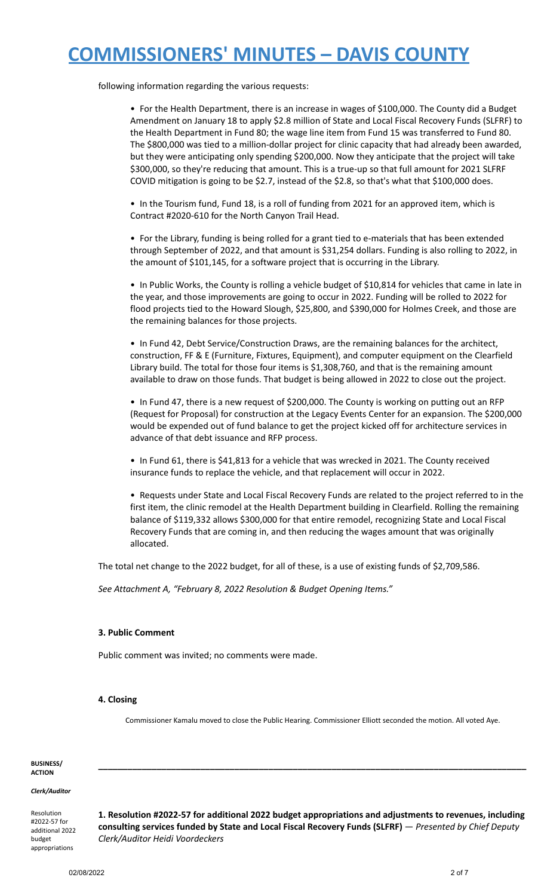following information regarding the various requests:

- For the Health Department, there is an increase in wages of $100,000. The County did a Budget Amendment on January 18 to apply $2.8 million of State and Local Fiscal Recovery Funds (SLFRF) to the Health Department in Fund 80; the wage line item from Fund 15 was transferred to Fund 80. The $800,000 was tied to a million-dollar project for clinic capacity that had already been awarded, but they were anticipating only spending $200,000. Now they anticipate that the project will take $300,000, so they're reducing that amount. This is a true-up so that full amount for 2021 SLFRF COVID mitigation is going to be $2.7, instead of the $2.8, so that's what that $100,000 does.

- In the Tourism fund, Fund 18, is a roll of funding from 2021 for an approved item, which is Contract #2020-610 for the North Canyon Trail Head.

- For the Library, funding is being rolled for a grant tied to e-materials that has been extended through September of 2022, and that amount is $31,254 dollars. Funding is also rolling to 2022, in the amount of $101,145, for a software project that is occurring in the Library.

- In Public Works, the County is rolling a vehicle budget of $10,814 for vehicles that came in late in the year, and those improvements are going to occur in 2022. Funding will be rolled to 2022 for flood projects tied to the Howard Slough, $25,800, and $390,000 for Holmes Creek, and those are the remaining balances for those projects.

- In Fund 42, Debt Service/Construction Draws, are the remaining balances for the architect, construction, FF & E (Furniture, Fixtures, Equipment), and computer equipment on the Clearfield Library build. The total for those four items is $1,308,760, and that is the remaining amount available to draw on those funds. That budget is being allowed in 2022 to close out the project.

- In Fund 47, there is a new request of $200,000. The County is working on putting out an RFP (Request for Proposal) for construction at the Legacy Events Center for an expansion. The $200,000 would be expended out of fund balance to get the project kicked off for architecture services in advance of that debt issuance and RFP process.

- In Fund 61, there is $41,813 for a vehicle that was wrecked in 2021. The County received insurance funds to replace the vehicle, and that replacement will occur in 2022.

- Requests under State and Local Fiscal Recovery Funds are related to the project referred to in the first item, the clinic remodel at the Health Department building in Clearfield. Rolling the remaining balance of $119,332 allows $300,000 for that entire remodel, recognizing State and Local Fiscal Recovery Funds that are coming in, and then reducing the wages amount that was originally allocated.

The total net change to the 2022 budget, for all of these, is a use of existing funds of $2,709,586.

*See Attachment A, "February 8, 2022 Resolution & Budget Opening Items."*

### 3. Public Comment

Public comment was invited; no comments were made.

### 4. Closing

Commissioner Kamalu moved to close the Public Hearing. Commissioner Elliott seconded the motion. All voted Aye.

---

**BUSINESS/ ACTION**

***Clerk/Auditor***

Resolution #2022-57 for additional 2022 budget appropriations

**1. Resolution #2022-57 for additional 2022 budget appropriations and adjustments to revenues, including consulting services funded by State and Local Fiscal Recovery Funds (SLFRF)** — *Presented by Chief Deputy Clerk/Auditor Heidi Voordeckers*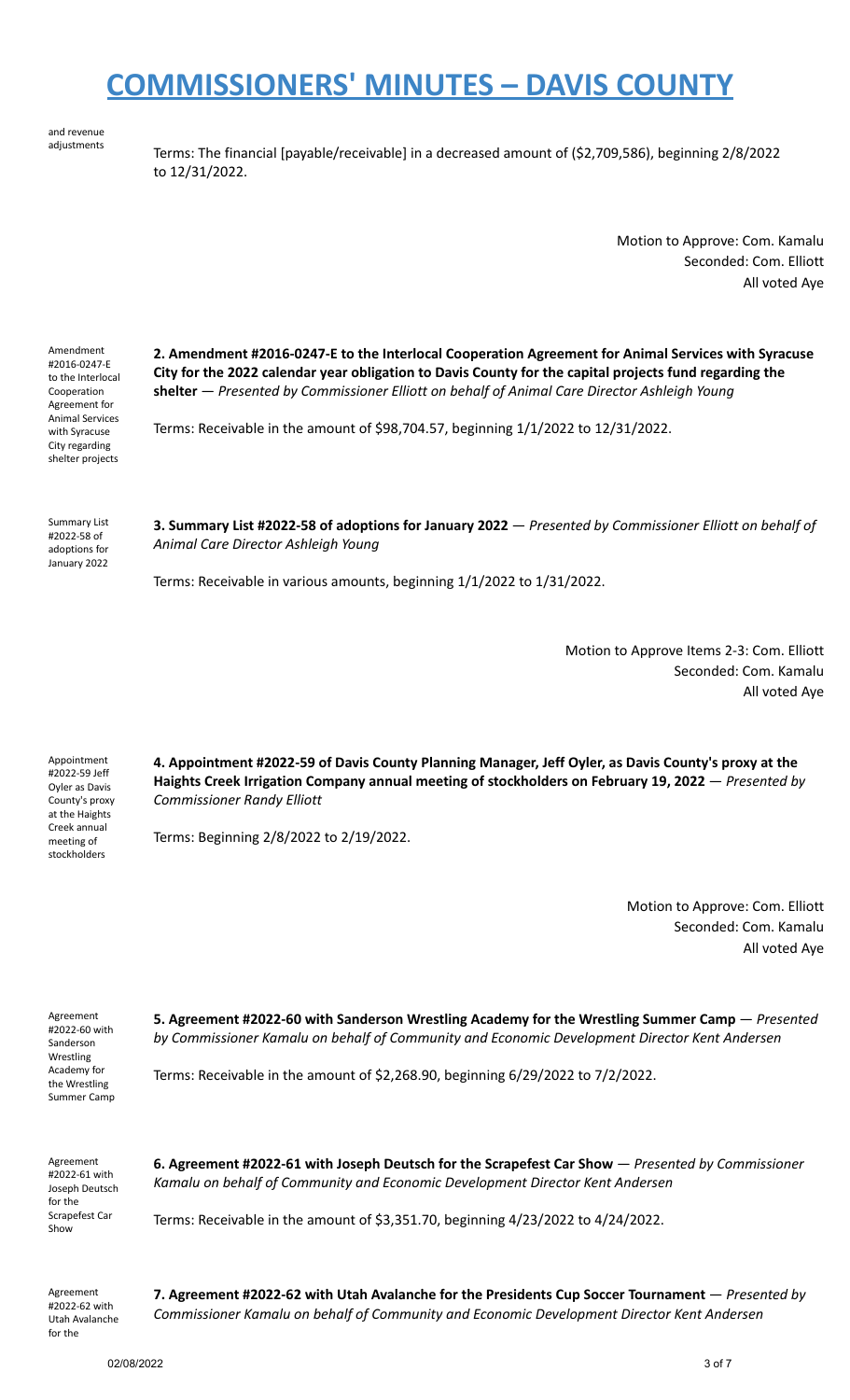# COMMISSIONERS' MINUTES – DAVIS COUNTY

and revenue adjustments

Terms: The financial [payable/receivable] in a decreased amount of ($2,709,586), beginning 2/8/2022 to 12/31/2022.

Motion to Approve: Com. Kamalu
Seconded: Com. Elliott
All voted Aye

Amendment #2016-0247-E to the Interlocal Cooperation Agreement for Animal Services with Syracuse City regarding shelter projects

**2. Amendment #2016-0247-E to the Interlocal Cooperation Agreement for Animal Services with Syracuse City for the 2022 calendar year obligation to Davis County for the capital projects fund regarding the shelter** — *Presented by Commissioner Elliott on behalf of Animal Care Director Ashleigh Young*

Terms: Receivable in the amount of $98,704.57, beginning 1/1/2022 to 12/31/2022.

Summary List #2022-58 of adoptions for January 2022

**3. Summary List #2022-58 of adoptions for January 2022** — *Presented by Commissioner Elliott on behalf of Animal Care Director Ashleigh Young*

Terms: Receivable in various amounts, beginning 1/1/2022 to 1/31/2022.

Motion to Approve Items 2-3: Com. Elliott
Seconded: Com. Kamalu
All voted Aye

Appointment #2022-59 Jeff Oyler as Davis County's proxy at the Haights Creek annual meeting of stockholders

**4. Appointment #2022-59 of Davis County Planning Manager, Jeff Oyler, as Davis County's proxy at the Haights Creek Irrigation Company annual meeting of stockholders on February 19, 2022** — *Presented by Commissioner Randy Elliott*

Terms: Beginning 2/8/2022 to 2/19/2022.

Motion to Approve: Com. Elliott
Seconded: Com. Kamalu
All voted Aye

Agreement #2022-60 with Sanderson Wrestling Academy for the Wrestling Summer Camp

**5. Agreement #2022-60 with Sanderson Wrestling Academy for the Wrestling Summer Camp** — *Presented by Commissioner Kamalu on behalf of Community and Economic Development Director Kent Andersen*

Terms: Receivable in the amount of $2,268.90, beginning 6/29/2022 to 7/2/2022.

Agreement #2022-61 with Joseph Deutsch for the Scrapefest Car Show

**6. Agreement #2022-61 with Joseph Deutsch for the Scrapefest Car Show** — *Presented by Commissioner Kamalu on behalf of Community and Economic Development Director Kent Andersen*

Terms: Receivable in the amount of $3,351.70, beginning 4/23/2022 to 4/24/2022.

Agreement #2022-62 with Utah Avalanche for the

**7. Agreement #2022-62 with Utah Avalanche for the Presidents Cup Soccer Tournament** — *Presented by Commissioner Kamalu on behalf of Community and Economic Development Director Kent Andersen*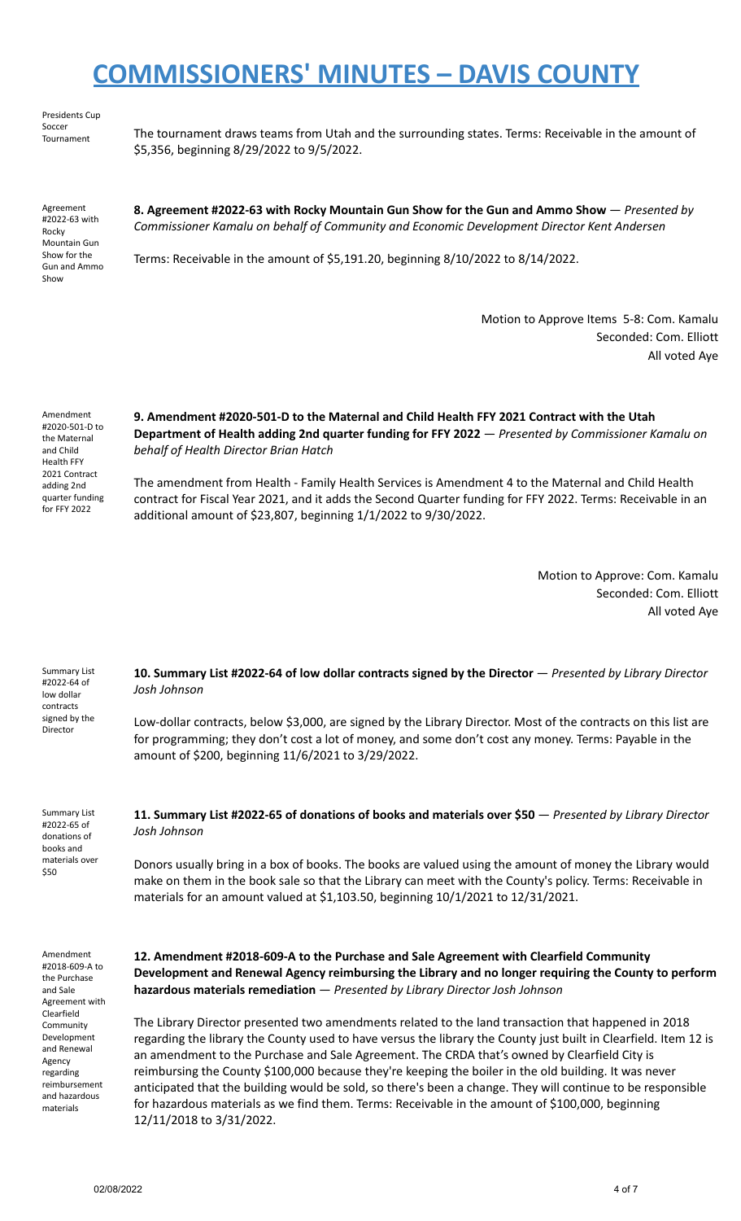# COMMISSIONERS' MINUTES – DAVIS COUNTY

Presidents Cup Soccer Tournament

The tournament draws teams from Utah and the surrounding states. Terms: Receivable in the amount of $5,356, beginning 8/29/2022 to 9/5/2022.

Agreement #2022-63 with Rocky Mountain Gun Show for the Gun and Ammo Show

**8. Agreement #2022-63 with Rocky Mountain Gun Show for the Gun and Ammo Show** — *Presented by Commissioner Kamalu on behalf of Community and Economic Development Director Kent Andersen*

Terms: Receivable in the amount of $5,191.20, beginning 8/10/2022 to 8/14/2022.

Motion to Approve Items 5-8: Com. Kamalu
Seconded: Com. Elliott
All voted Aye

Amendment #2020-501-D to the Maternal and Child Health FFY 2021 Contract adding 2nd quarter funding for FFY 2022

**9. Amendment #2020-501-D to the Maternal and Child Health FFY 2021 Contract with the Utah Department of Health adding 2nd quarter funding for FFY 2022** — *Presented by Commissioner Kamalu on behalf of Health Director Brian Hatch*

The amendment from Health - Family Health Services is Amendment 4 to the Maternal and Child Health contract for Fiscal Year 2021, and it adds the Second Quarter funding for FFY 2022. Terms: Receivable in an additional amount of $23,807, beginning 1/1/2022 to 9/30/2022.

Motion to Approve: Com. Kamalu
Seconded: Com. Elliott
All voted Aye

Summary List #2022-64 of low dollar contracts signed by the Director

**10. Summary List #2022-64 of low dollar contracts signed by the Director** — *Presented by Library Director Josh Johnson*

Low-dollar contracts, below $3,000, are signed by the Library Director. Most of the contracts on this list are for programming; they don't cost a lot of money, and some don't cost any money. Terms: Payable in the amount of $200, beginning 11/6/2021 to 3/29/2022.

Summary List #2022-65 of donations of books and materials over $50

**11. Summary List #2022-65 of donations of books and materials over $50** — *Presented by Library Director Josh Johnson*

Donors usually bring in a box of books. The books are valued using the amount of money the Library would make on them in the book sale so that the Library can meet with the County's policy. Terms: Receivable in materials for an amount valued at $1,103.50, beginning 10/1/2021 to 12/31/2021.

Amendment #2018-609-A to the Purchase and Sale Agreement with Clearfield Community Development and Renewal Agency regarding reimbursement and hazardous materials

**12. Amendment #2018-609-A to the Purchase and Sale Agreement with Clearfield Community Development and Renewal Agency reimbursing the Library and no longer requiring the County to perform hazardous materials remediation** — *Presented by Library Director Josh Johnson*

The Library Director presented two amendments related to the land transaction that happened in 2018 regarding the library the County used to have versus the library the County just built in Clearfield. Item 12 is an amendment to the Purchase and Sale Agreement. The CRDA that's owned by Clearfield City is reimbursing the County $100,000 because they're keeping the boiler in the old building. It was never anticipated that the building would be sold, so there's been a change. They will continue to be responsible for hazardous materials as we find them. Terms: Receivable in the amount of $100,000, beginning 12/11/2018 to 3/31/2022.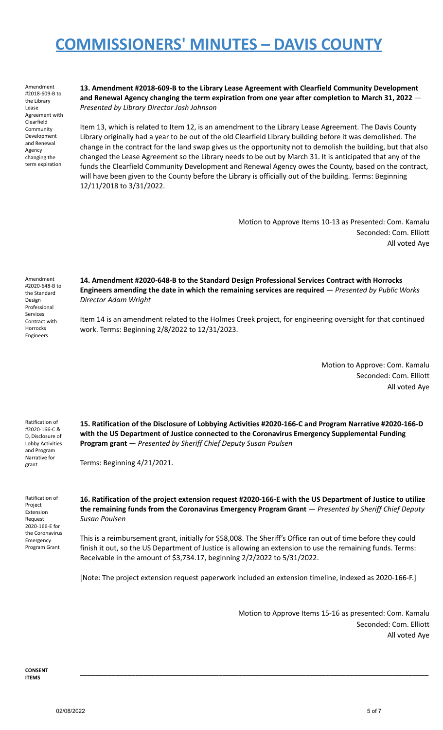# COMMISSIONERS' MINUTES – DAVIS COUNTY

Amendment #2018-609-B to the Library Lease Agreement with Clearfield Community Development and Renewal Agency changing the term expiration

**13. Amendment #2018-609-B to the Library Lease Agreement with Clearfield Community Development and Renewal Agency changing the term expiration from one year after completion to March 31, 2022** — *Presented by Library Director Josh Johnson*

Item 13, which is related to Item 12, is an amendment to the Library Lease Agreement. The Davis County Library originally had a year to be out of the old Clearfield Library building before it was demolished. The change in the contract for the land swap gives us the opportunity not to demolish the building, but that also changed the Lease Agreement so the Library needs to be out by March 31. It is anticipated that any of the funds the Clearfield Community Development and Renewal Agency owes the County, based on the contract, will have been given to the County before the Library is officially out of the building. Terms: Beginning 12/11/2018 to 3/31/2022.

Motion to Approve Items 10-13 as Presented: Com. Kamalu
Seconded: Com. Elliott
All voted Aye

Amendment #2020-648-B to the Standard Design Professional Services Contract with Horrocks Engineers

**14. Amendment #2020-648-B to the Standard Design Professional Services Contract with Horrocks Engineers amending the date in which the remaining services are required** — *Presented by Public Works Director Adam Wright*

Item 14 is an amendment related to the Holmes Creek project, for engineering oversight for that continued work. Terms: Beginning 2/8/2022 to 12/31/2023.

Motion to Approve: Com. Kamalu
Seconded: Com. Elliott
All voted Aye

Ratification of #2020-166-C & D, Disclosure of Lobby Activities and Program Narrative for grant

**15. Ratification of the Disclosure of Lobbying Activities #2020-166-C and Program Narrative #2020-166-D with the US Department of Justice connected to the Coronavirus Emergency Supplemental Funding Program grant** — *Presented by Sheriff Chief Deputy Susan Poulsen*

Terms: Beginning 4/21/2021.

Ratification of Project Extension Request 2020-166-E for the Coronavirus Emergency Program Grant

**16. Ratification of the project extension request #2020-166-E with the US Department of Justice to utilize the remaining funds from the Coronavirus Emergency Program Grant** — *Presented by Sheriff Chief Deputy Susan Poulsen*

This is a reimbursement grant, initially for $58,008. The Sheriff's Office ran out of time before they could finish it out, so the US Department of Justice is allowing an extension to use the remaining funds. Terms: Receivable in the amount of $3,734.17, beginning 2/2/2022 to 5/31/2022.

[Note: The project extension request paperwork included an extension timeline, indexed as 2020-166-F.]

Motion to Approve Items 15-16 as presented: Com. Kamalu
Seconded: Com. Elliott
All voted Aye

**CONSENT ITEMS**

---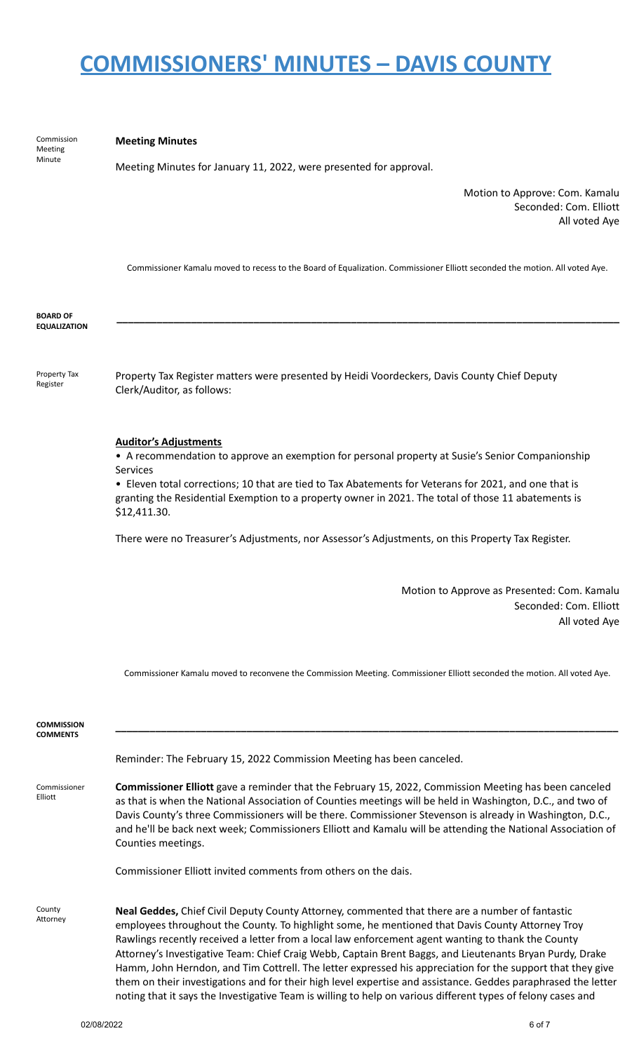# COMMISSIONERS' MINUTES – DAVIS COUNTY

Commission Meeting Minute

**Meeting Minutes**

Meeting Minutes for January 11, 2022, were presented for approval.

Motion to Approve: Com. Kamalu
Seconded: Com. Elliott
All voted Aye

Commissioner Kamalu moved to recess to the Board of Equalization. Commissioner Elliott seconded the motion. All voted Aye.

**BOARD OF EQUALIZATION**

---

Property Tax Register

Property Tax Register matters were presented by Heidi Voordeckers, Davis County Chief Deputy Clerk/Auditor, as follows:

**Auditor's Adjustments**

- A recommendation to approve an exemption for personal property at Susie's Senior Companionship Services
- Eleven total corrections; 10 that are tied to Tax Abatements for Veterans for 2021, and one that is granting the Residential Exemption to a property owner in 2021. The total of those 11 abatements is $12,411.30.

There were no Treasurer's Adjustments, nor Assessor's Adjustments, on this Property Tax Register.

Motion to Approve as Presented: Com. Kamalu
Seconded: Com. Elliott
All voted Aye

Commissioner Kamalu moved to reconvene the Commission Meeting. Commissioner Elliott seconded the motion. All voted Aye.

**COMMISSION COMMENTS**

---

Reminder: The February 15, 2022 Commission Meeting has been canceled.

Commissioner Elliott

**Commissioner Elliott** gave a reminder that the February 15, 2022, Commission Meeting has been canceled as that is when the National Association of Counties meetings will be held in Washington, D.C., and two of Davis County's three Commissioners will be there. Commissioner Stevenson is already in Washington, D.C., and he'll be back next week; Commissioners Elliott and Kamalu will be attending the National Association of Counties meetings.

Commissioner Elliott invited comments from others on the dais.

County Attorney

**Neal Geddes,** Chief Civil Deputy County Attorney, commented that there are a number of fantastic employees throughout the County. To highlight some, he mentioned that Davis County Attorney Troy Rawlings recently received a letter from a local law enforcement agent wanting to thank the County Attorney's Investigative Team: Chief Craig Webb, Captain Brent Baggs, and Lieutenants Bryan Purdy, Drake Hamm, John Herndon, and Tim Cottrell. The letter expressed his appreciation for the support that they give them on their investigations and for their high level expertise and assistance. Geddes paraphrased the letter noting that it says the Investigative Team is willing to help on various different types of felony cases and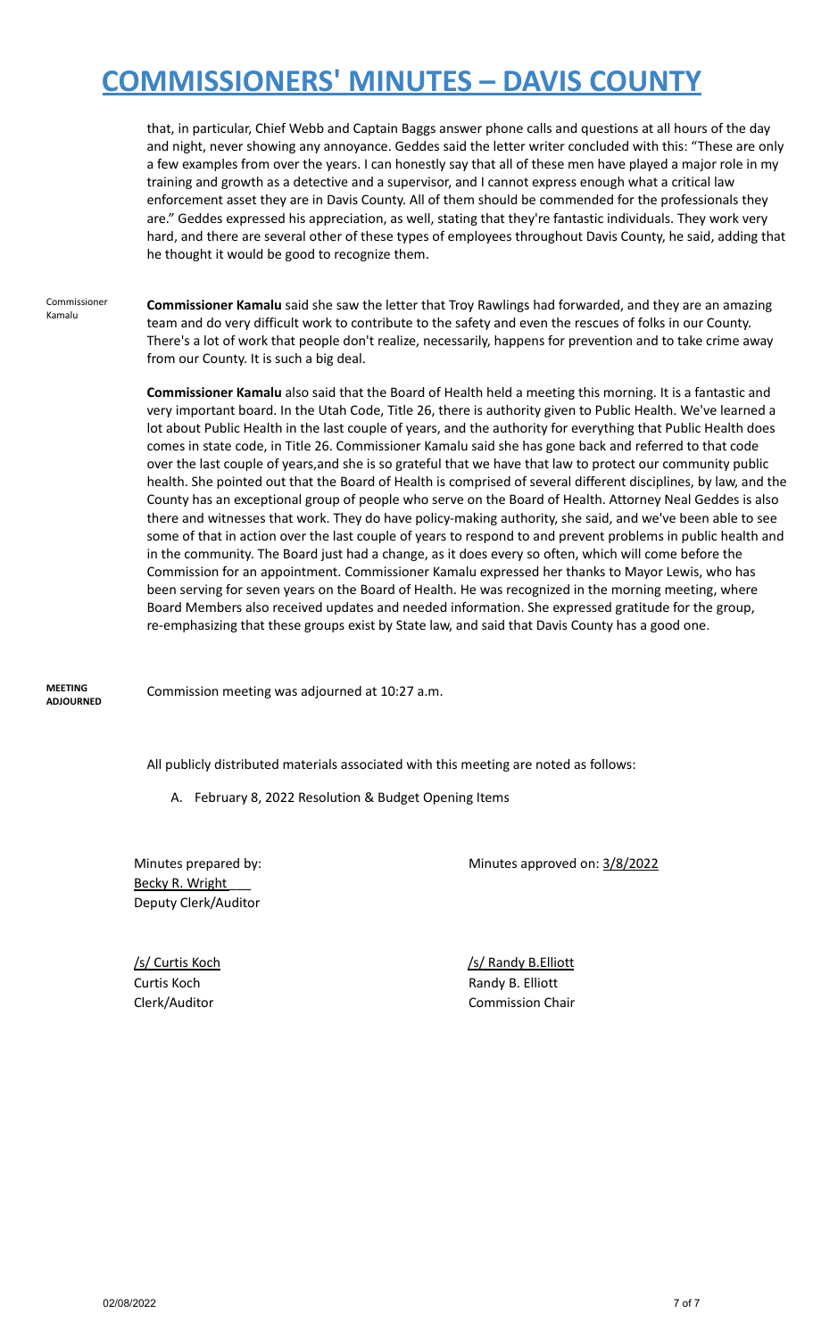that, in particular, Chief Webb and Captain Baggs answer phone calls and questions at all hours of the day and night, never showing any annoyance. Geddes said the letter writer concluded with this: "These are only a few examples from over the years. I can honestly say that all of these men have played a major role in my training and growth as a detective and a supervisor, and I cannot express enough what a critical law enforcement asset they are in Davis County. All of them should be commended for the professionals they are." Geddes expressed his appreciation, as well, stating that they're fantastic individuals. They work very hard, and there are several other of these types of employees throughout Davis County, he said, adding that he thought it would be good to recognize them.

Commissioner Kamalu

**Commissioner Kamalu** said she saw the letter that Troy Rawlings had forwarded, and they are an amazing team and do very difficult work to contribute to the safety and even the rescues of folks in our County. There's a lot of work that people don't realize, necessarily, happens for prevention and to take crime away from our County. It is such a big deal.

**Commissioner Kamalu** also said that the Board of Health held a meeting this morning. It is a fantastic and very important board. In the Utah Code, Title 26, there is authority given to Public Health. We've learned a lot about Public Health in the last couple of years, and the authority for everything that Public Health does comes in state code, in Title 26. Commissioner Kamalu said she has gone back and referred to that code over the last couple of years,and she is so grateful that we have that law to protect our community public health. She pointed out that the Board of Health is comprised of several different disciplines, by law, and the County has an exceptional group of people who serve on the Board of Health. Attorney Neal Geddes is also there and witnesses that work. They do have policy-making authority, she said, and we've been able to see some of that in action over the last couple of years to respond to and prevent problems in public health and in the community. The Board just had a change, as it does every so often, which will come before the Commission for an appointment. Commissioner Kamalu expressed her thanks to Mayor Lewis, who has been serving for seven years on the Board of Health. He was recognized in the morning meeting, where Board Members also received updates and needed information. She expressed gratitude for the group, re-emphasizing that these groups exist by State law, and said that Davis County has a good one.

**MEETING ADJOURNED**

Commission meeting was adjourned at 10:27 a.m.

All publicly distributed materials associated with this meeting are noted as follows:

A. February 8, 2022 Resolution & Budget Opening Items

Minutes prepared by:
Becky R. Wright
Deputy Clerk/Auditor

Minutes approved on: 3/8/2022

/s/ Curtis Koch
Curtis Koch
Clerk/Auditor

/s/ Randy B.Elliott
Randy B. Elliott
Commission Chair